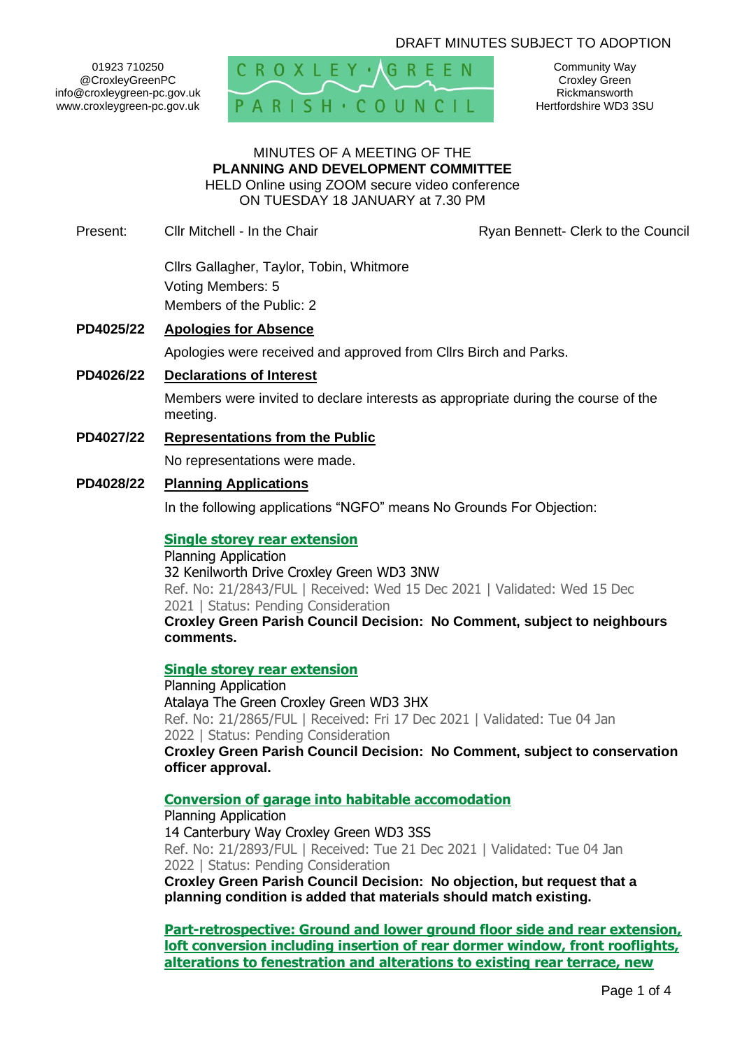DRAFT MINUTES SUBJECT TO ADOPTION

01923 710250
@CroxleyGreenPC
info@croxleygreen-pc.gov.uk
www.croxleygreen-pc.gov.uk

CROXLEY · GREEN PARISH · COUNCIL

Community Way
Croxley Green
Rickmansworth
Hertfordshire WD3 3SU

MINUTES OF A MEETING OF THE
**PLANNING AND DEVELOPMENT COMMITTEE**
HELD Online using ZOOM secure video conference
ON TUESDAY 18 JANUARY at 7.30 PM

Present: Cllr Mitchell - In the Chair | Ryan Bennett- Clerk to the Council

Cllrs Gallagher, Taylor, Tobin, Whitmore
Voting Members: 5
Members of the Public: 2

**PD4025/22 Apologies for Absence**

Apologies were received and approved from Cllrs Birch and Parks.

**PD4026/22 Declarations of Interest**

Members were invited to declare interests as appropriate during the course of the meeting.

**PD4027/22 Representations from the Public**

No representations were made.

**PD4028/22 Planning Applications**

In the following applications "NGFO" means No Grounds For Objection:

**Single storey rear extension**
Planning Application
32 Kenilworth Drive Croxley Green WD3 3NW
Ref. No: 21/2843/FUL | Received: Wed 15 Dec 2021 | Validated: Wed 15 Dec 2021 | Status: Pending Consideration
**Croxley Green Parish Council Decision: No Comment, subject to neighbours comments.**

**Single storey rear extension**
Planning Application
Atalaya The Green Croxley Green WD3 3HX
Ref. No: 21/2865/FUL | Received: Fri 17 Dec 2021 | Validated: Tue 04 Jan 2022 | Status: Pending Consideration
**Croxley Green Parish Council Decision: No Comment, subject to conservation officer approval.**

**Conversion of garage into habitable accomodation**
Planning Application
14 Canterbury Way Croxley Green WD3 3SS
Ref. No: 21/2893/FUL | Received: Tue 21 Dec 2021 | Validated: Tue 04 Jan 2022 | Status: Pending Consideration
**Croxley Green Parish Council Decision: No objection, but request that a planning condition is added that materials should match existing.**

**Part-retrospective: Ground and lower ground floor side and rear extension, loft conversion including insertion of rear dormer window, front rooflights, alterations to fenestration and alterations to existing rear terrace, new**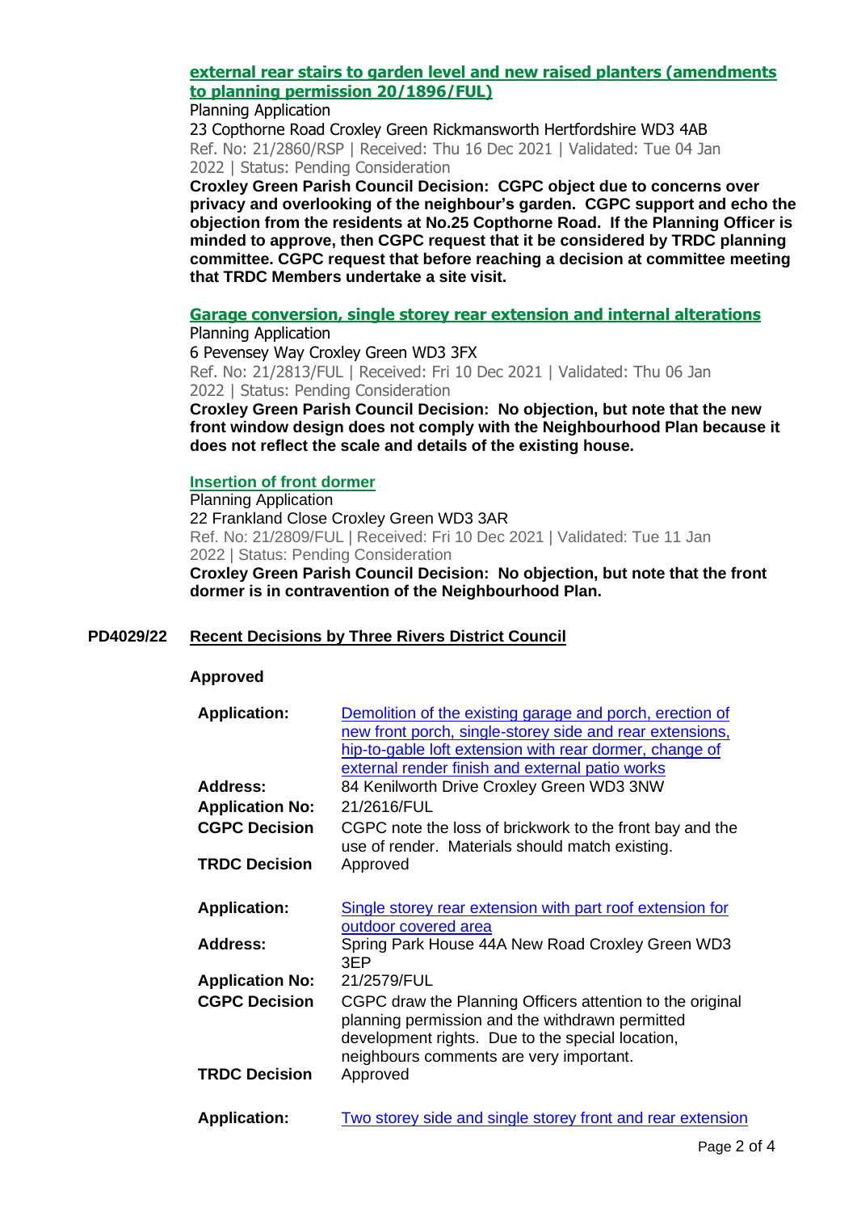**external rear stairs to garden level and new raised planters (amendments to planning permission 20/1896/FUL)**

Planning Application
23 Copthorne Road Croxley Green Rickmansworth Hertfordshire WD3 4AB
Ref. No: 21/2860/RSP | Received: Thu 16 Dec 2021 | Validated: Tue 04 Jan 2022 | Status: Pending Consideration

**Croxley Green Parish Council Decision: CGPC object due to concerns over privacy and overlooking of the neighbour's garden. CGPC support and echo the objection from the residents at No.25 Copthorne Road. If the Planning Officer is minded to approve, then CGPC request that it be considered by TRDC planning committee. CGPC request that before reaching a decision at committee meeting that TRDC Members undertake a site visit.**

**Garage conversion, single storey rear extension and internal alterations**

Planning Application
6 Pevensey Way Croxley Green WD3 3FX
Ref. No: 21/2813/FUL | Received: Fri 10 Dec 2021 | Validated: Thu 06 Jan 2022 | Status: Pending Consideration

**Croxley Green Parish Council Decision: No objection, but note that the new front window design does not comply with the Neighbourhood Plan because it does not reflect the scale and details of the existing house.**

**Insertion of front dormer**

Planning Application
22 Frankland Close Croxley Green WD3 3AR
Ref. No: 21/2809/FUL | Received: Fri 10 Dec 2021 | Validated: Tue 11 Jan 2022 | Status: Pending Consideration

**Croxley Green Parish Council Decision: No objection, but note that the front dormer is in contravention of the Neighbourhood Plan.**

## PD4029/22 Recent Decisions by Three Rivers District Council

**Approved**

| | |
|---|---|
| **Application:** | Demolition of the existing garage and porch, erection of new front porch, single-storey side and rear extensions, hip-to-gable loft extension with rear dormer, change of external render finish and external patio works |
| **Address:** | 84 Kenilworth Drive Croxley Green WD3 3NW |
| **Application No:** | 21/2616/FUL |
| **CGPC Decision** | CGPC note the loss of brickwork to the front bay and the use of render. Materials should match existing. |
| **TRDC Decision** | Approved |

| | |
|---|---|
| **Application:** | Single storey rear extension with part roof extension for outdoor covered area |
| **Address:** | Spring Park House 44A New Road Croxley Green WD3 3EP |
| **Application No:** | 21/2579/FUL |
| **CGPC Decision** | CGPC draw the Planning Officers attention to the original planning permission and the withdrawn permitted development rights. Due to the special location, neighbours comments are very important. |
| **TRDC Decision** | Approved |

| | |
|---|---|
| **Application:** | Two storey side and single storey front and rear extension |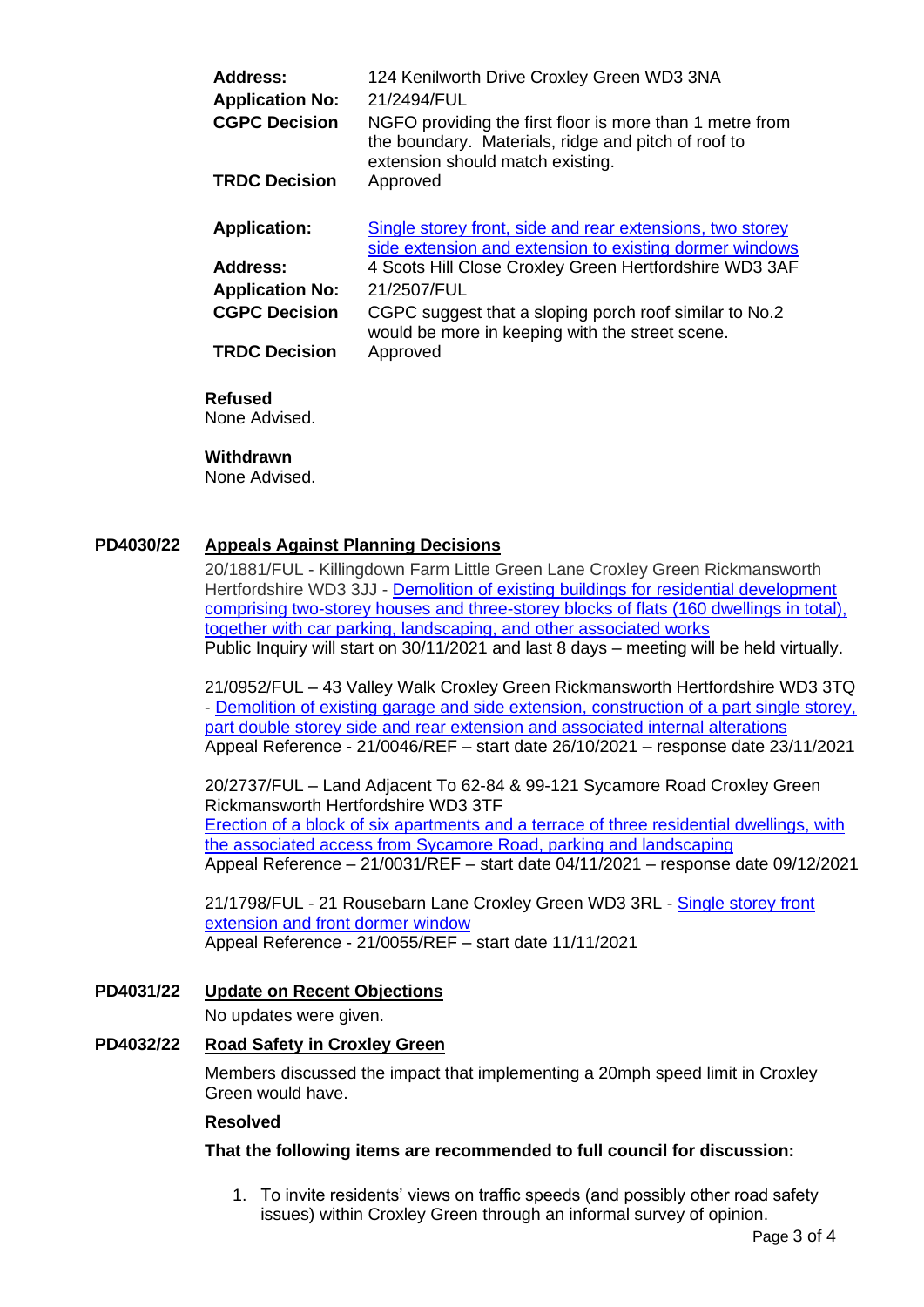| | |
|---|---|
| **Address:** | 124 Kenilworth Drive Croxley Green WD3 3NA |
| **Application No:** | 21/2494/FUL |
| **CGPC Decision** | NGFO providing the first floor is more than 1 metre from the boundary. Materials, ridge and pitch of roof to extension should match existing. |
| **TRDC Decision** | Approved |

| | |
|---|---|
| **Application:** | Single storey front, side and rear extensions, two storey side extension and extension to existing dormer windows |
| **Address:** | 4 Scots Hill Close Croxley Green Hertfordshire WD3 3AF |
| **Application No:** | 21/2507/FUL |
| **CGPC Decision** | CGPC suggest that a sloping porch roof similar to No.2 would be more in keeping with the street scene. |
| **TRDC Decision** | Approved |

**Refused**
None Advised.

**Withdrawn**
None Advised.

## PD4030/22 Appeals Against Planning Decisions

20/1881/FUL - Killingdown Farm Little Green Lane Croxley Green Rickmansworth Hertfordshire WD3 3JJ - Demolition of existing buildings for residential development comprising two-storey houses and three-storey blocks of flats (160 dwellings in total), together with car parking, landscaping, and other associated works
Public Inquiry will start on 30/11/2021 and last 8 days – meeting will be held virtually.

21/0952/FUL – 43 Valley Walk Croxley Green Rickmansworth Hertfordshire WD3 3TQ - Demolition of existing garage and side extension, construction of a part single storey, part double storey side and rear extension and associated internal alterations
Appeal Reference - 21/0046/REF – start date 26/10/2021 – response date 23/11/2021

20/2737/FUL – Land Adjacent To 62-84 & 99-121 Sycamore Road Croxley Green Rickmansworth Hertfordshire WD3 3TF
Erection of a block of six apartments and a terrace of three residential dwellings, with the associated access from Sycamore Road, parking and landscaping
Appeal Reference – 21/0031/REF – start date 04/11/2021 – response date 09/12/2021

21/1798/FUL - 21 Rousebarn Lane Croxley Green WD3 3RL - Single storey front extension and front dormer window
Appeal Reference - 21/0055/REF – start date 11/11/2021

## PD4031/22 Update on Recent Objections

No updates were given.

## PD4032/22 Road Safety in Croxley Green

Members discussed the impact that implementing a 20mph speed limit in Croxley Green would have.

**Resolved**

**That the following items are recommended to full council for discussion:**

1. To invite residents' views on traffic speeds (and possibly other road safety issues) within Croxley Green through an informal survey of opinion.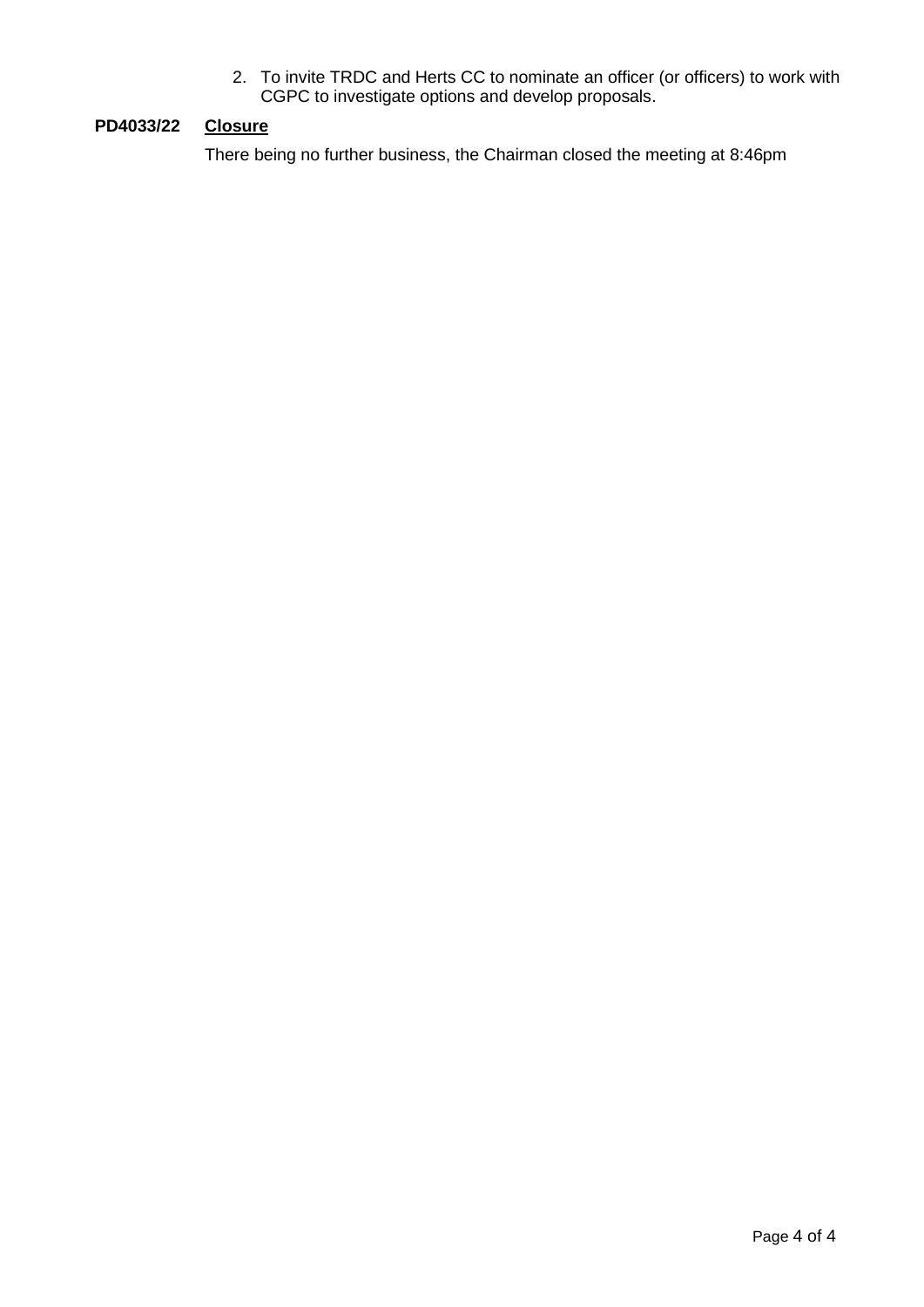2. To invite TRDC and Herts CC to nominate an officer (or officers) to work with CGPC to investigate options and develop proposals.

**PD4033/22** **Closure**

There being no further business, the Chairman closed the meeting at 8:46pm